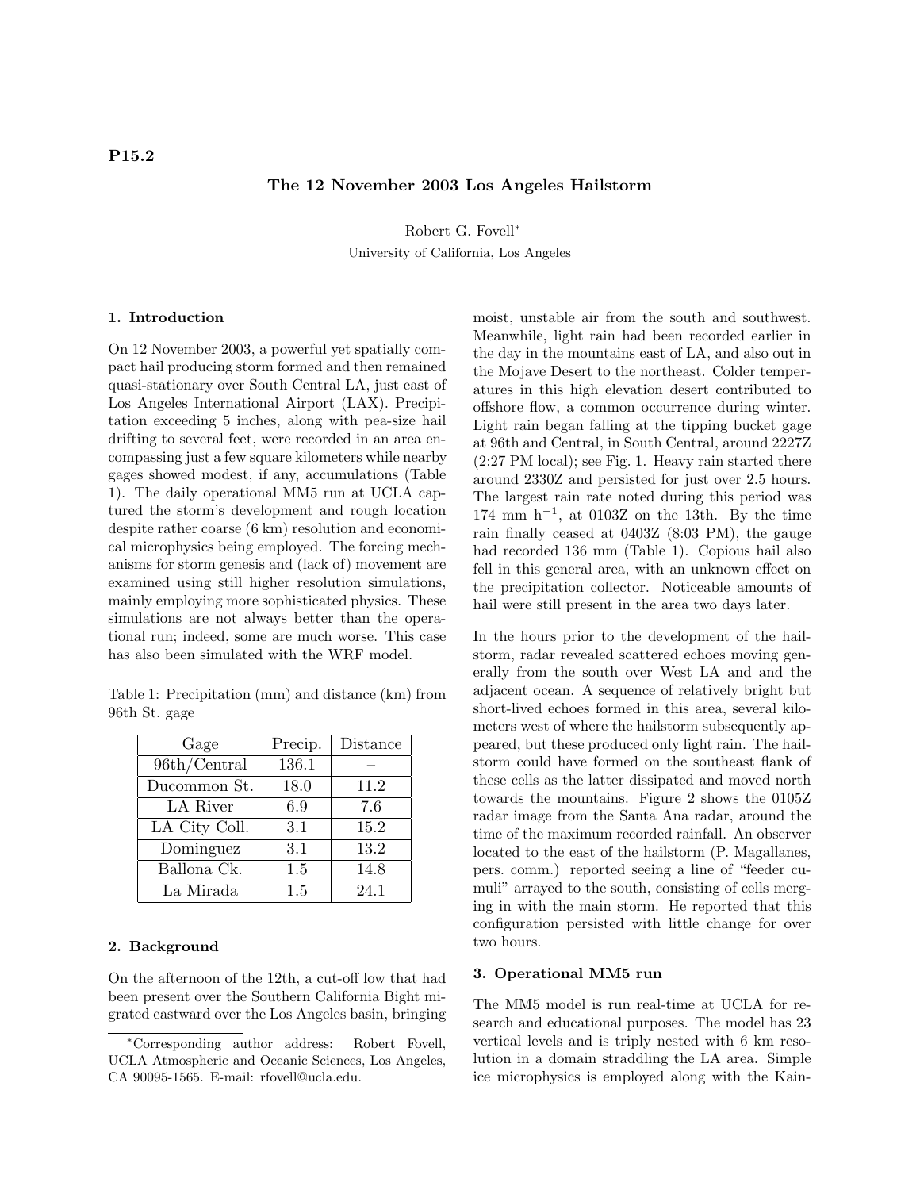**P15.2**

# The 12 November 2003 Los Angeles Hailstorm

Robert G. Fovell*

University of California, Los Angeles

## 1. Introduction

On 12 November 2003, a powerful yet spatially compact hail producing storm formed and then remained quasi-stationary over South Central LA, just east of Los Angeles International Airport (LAX). Precipitation exceeding 5 inches, along with pea-size hail drifting to several feet, were recorded in an area encompassing just a few square kilometers while nearby gages showed modest, if any, accumulations (Table 1). The daily operational MM5 run at UCLA captured the storm's development and rough location despite rather coarse (6 km) resolution and economical microphysics being employed. The forcing mechanisms for storm genesis and (lack of) movement are examined using still higher resolution simulations, mainly employing more sophisticated physics. These simulations are not always better than the operational run; indeed, some are much worse. This case has also been simulated with the WRF model.

Table 1: Precipitation (mm) and distance (km) from 96th St. gage

| Gage | Precip. | Distance |
|---|---|---|
| 96th/Central | 136.1 | – |
| Ducommon St. | 18.0 | 11.2 |
| LA River | 6.9 | 7.6 |
| LA City Coll. | 3.1 | 15.2 |
| Dominguez | 3.1 | 13.2 |
| Ballona Ck. | 1.5 | 14.8 |
| La Mirada | 1.5 | 24.1 |

## 2. Background

On the afternoon of the 12th, a cut-off low that had been present over the Southern California Bight migrated eastward over the Los Angeles basin, bringing moist, unstable air from the south and southwest. Meanwhile, light rain had been recorded earlier in the day in the mountains east of LA, and also out in the Mojave Desert to the northeast. Colder temperatures in this high elevation desert contributed to offshore flow, a common occurrence during winter. Light rain began falling at the tipping bucket gage at 96th and Central, in South Central, around 2227Z (2:27 PM local); see Fig. 1. Heavy rain started there around 2330Z and persisted for just over 2.5 hours. The largest rain rate noted during this period was 174 mm h$^{-1}$, at 0103Z on the 13th. By the time rain finally ceased at 0403Z (8:03 PM), the gauge had recorded 136 mm (Table 1). Copious hail also fell in this general area, with an unknown effect on the precipitation collector. Noticeable amounts of hail were still present in the area two days later.

In the hours prior to the development of the hailstorm, radar revealed scattered echoes moving generally from the south over West LA and the adjacent ocean. A sequence of relatively bright but short-lived echoes formed in this area, several kilometers west of where the hailstorm subsequently appeared, but these produced only light rain. The hailstorm could have formed on the southeast flank of these cells as the latter dissipated and moved north towards the mountains. Figure 2 shows the 0105Z radar image from the Santa Ana radar, around the time of the maximum recorded rainfall. An observer located to the east of the hailstorm (P. Magallanes, pers. comm.) reported seeing a line of "feeder cumuli" arrayed to the south, consisting of cells merging in with the main storm. He reported that this configuration persisted with little change for over two hours.

## 3. Operational MM5 run

The MM5 model is run real-time at UCLA for research and educational purposes. The model has 23 vertical levels and is triply nested with 6 km resolution in a domain straddling the LA area. Simple ice microphysics is employed along with the Kain-

---

*Corresponding author address: Robert Fovell, UCLA Atmospheric and Oceanic Sciences, Los Angeles, CA 90095-1565. E-mail: rfovell@ucla.edu.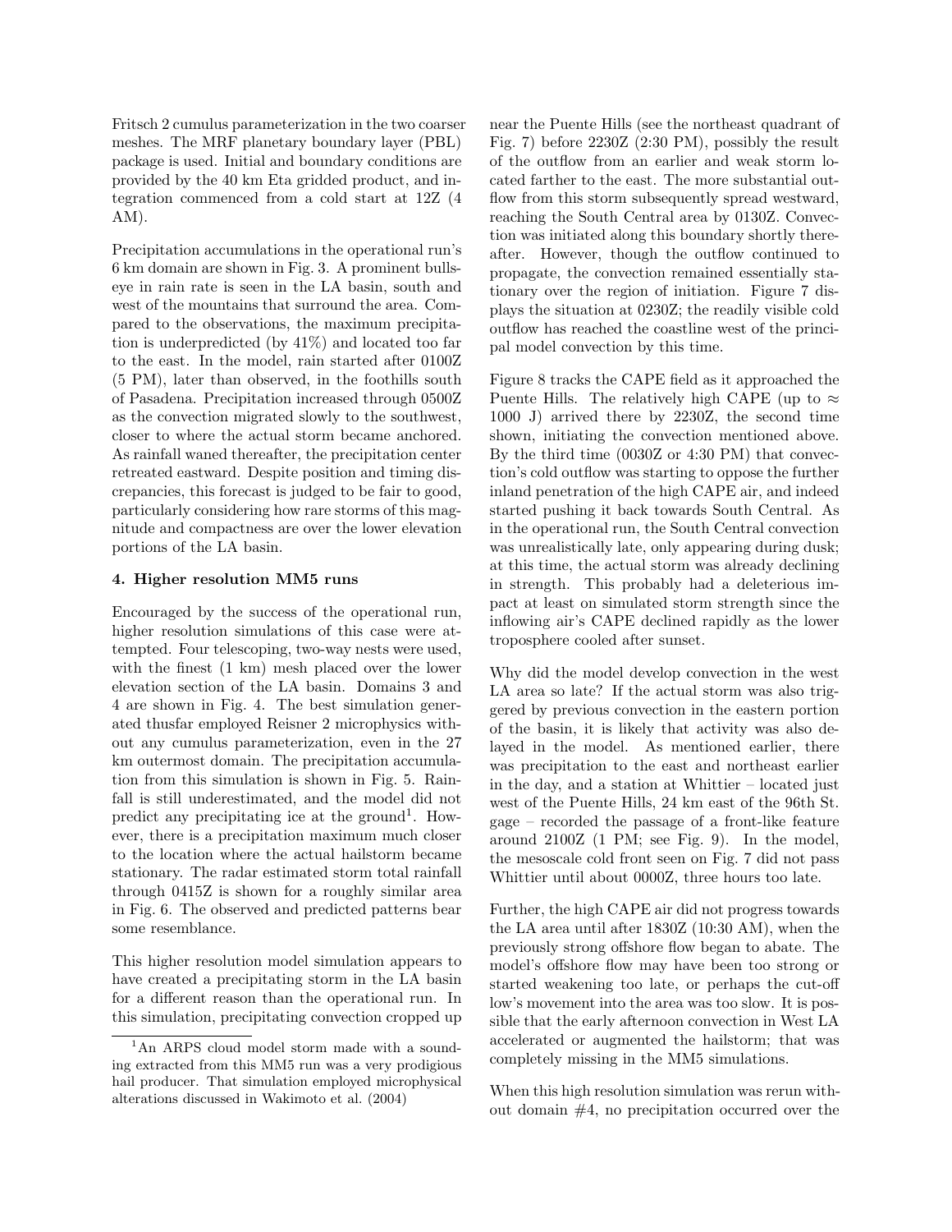Fritsch 2 cumulus parameterization in the two coarser meshes. The MRF planetary boundary layer (PBL) package is used. Initial and boundary conditions are provided by the 40 km Eta gridded product, and integration commenced from a cold start at 12Z (4 AM).

Precipitation accumulations in the operational run's 6 km domain are shown in Fig. 3. A prominent bullseye in rain rate is seen in the LA basin, south and west of the mountains that surround the area. Compared to the observations, the maximum precipitation is underpredicted (by 41%) and located too far to the east. In the model, rain started after 0100Z (5 PM), later than observed, in the foothills south of Pasadena. Precipitation increased through 0500Z as the convection migrated slowly to the southwest, closer to where the actual storm became anchored. As rainfall waned thereafter, the precipitation center retreated eastward. Despite position and timing discrepancies, this forecast is judged to be fair to good, particularly considering how rare storms of this magnitude and compactness are over the lower elevation portions of the LA basin.

### 4. Higher resolution MM5 runs

Encouraged by the success of the operational run, higher resolution simulations of this case were attempted. Four telescoping, two-way nests were used, with the finest (1 km) mesh placed over the lower elevation section of the LA basin. Domains 3 and 4 are shown in Fig. 4. The best simulation generated thusfar employed Reisner 2 microphysics without any cumulus parameterization, even in the 27 km outermost domain. The precipitation accumulation from this simulation is shown in Fig. 5. Rainfall is still underestimated, and the model did not predict any precipitating ice at the ground[1]. However, there is a precipitation maximum much closer to the location where the actual hailstorm became stationary. The radar estimated storm total rainfall through 0415Z is shown for a roughly similar area in Fig. 6. The observed and predicted patterns bear some resemblance.

This higher resolution model simulation appears to have created a precipitating storm in the LA basin for a different reason than the operational run. In this simulation, precipitating convection cropped up near the Puente Hills (see the northeast quadrant of Fig. 7) before 2230Z (2:30 PM), possibly the result of the outflow from an earlier and weak storm located farther to the east. The more substantial outflow from this storm subsequently spread westward, reaching the South Central area by 0130Z. Convection was initiated along this boundary shortly thereafter. However, though the outflow continued to propagate, the convection remained essentially stationary over the region of initiation. Figure 7 displays the situation at 0230Z; the readily visible cold outflow has reached the coastline west of the principal model convection by this time.

Figure 8 tracks the CAPE field as it approached the Puente Hills. The relatively high CAPE (up to $\approx$ 1000 J) arrived there by 2230Z, the second time shown, initiating the convection mentioned above. By the third time (0030Z or 4:30 PM) that convection's cold outflow was starting to oppose the further inland penetration of the high CAPE air, and indeed started pushing it back towards South Central. As in the operational run, the South Central convection was unrealistically late, only appearing during dusk; at this time, the actual storm was already declining in strength. This probably had a deleterious impact at least on simulated storm strength since the inflowing air's CAPE declined rapidly as the lower troposphere cooled after sunset.

Why did the model develop convection in the west LA area so late? If the actual storm was also triggered by previous convection in the eastern portion of the basin, it is likely that activity was also delayed in the model. As mentioned earlier, there was precipitation to the east and northeast earlier in the day, and a station at Whittier – located just west of the Puente Hills, 24 km east of the 96th St. gage – recorded the passage of a front-like feature around 2100Z (1 PM; see Fig. 9). In the model, the mesoscale cold front seen on Fig. 7 did not pass Whittier until about 0000Z, three hours too late.

Further, the high CAPE air did not progress towards the LA area until after 1830Z (10:30 AM), when the previously strong offshore flow began to abate. The model's offshore flow may have been too strong or started weakening too late, or perhaps the cut-off low's movement into the area was too slow. It is possible that the early afternoon convection in West LA accelerated or augmented the hailstorm; that was completely missing in the MM5 simulations.

When this high resolution simulation was rerun without domain #4, no precipitation occurred over the

[1] An ARPS cloud model storm made with a sounding extracted from this MM5 run was a very prodigious hail producer. That simulation employed microphysical alterations discussed in Wakimoto et al. (2004)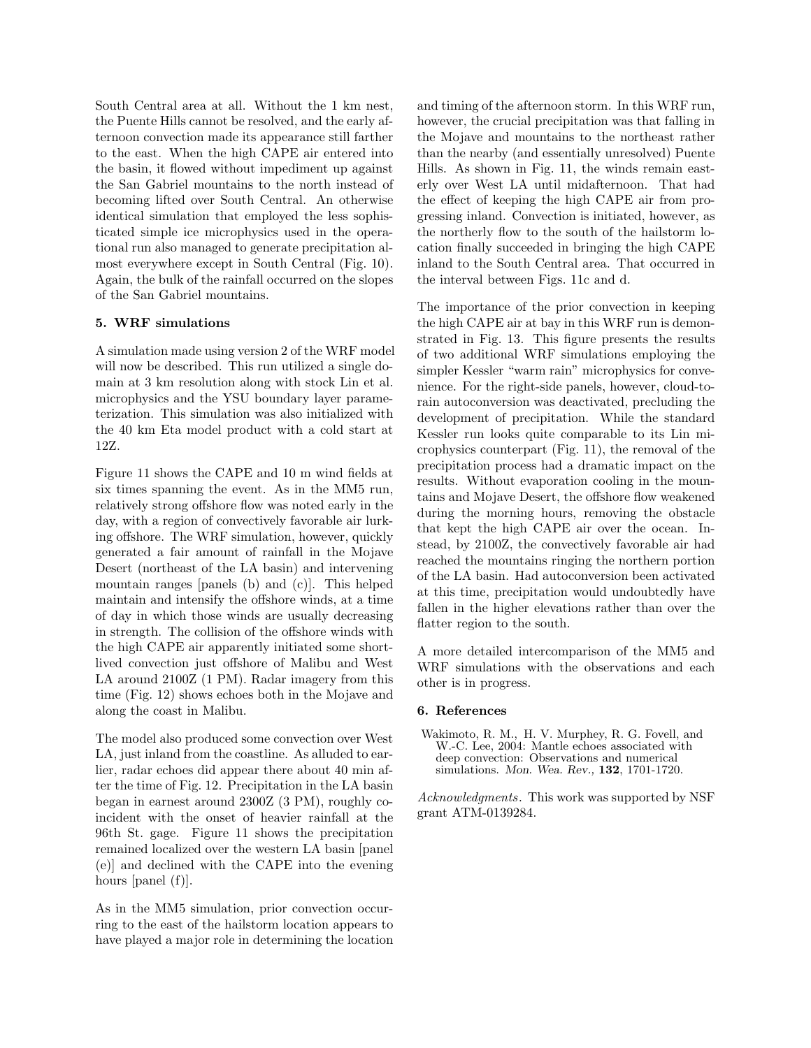South Central area at all. Without the 1 km nest, the Puente Hills cannot be resolved, and the early afternoon convection made its appearance still farther to the east. When the high CAPE air entered into the basin, it flowed without impediment up against the San Gabriel mountains to the north instead of becoming lifted over South Central. An otherwise identical simulation that employed the less sophisticated simple ice microphysics used in the operational run also managed to generate precipitation almost everywhere except in South Central (Fig. 10). Again, the bulk of the rainfall occurred on the slopes of the San Gabriel mountains.

## 5. WRF simulations

A simulation made using version 2 of the WRF model will now be described. This run utilized a single domain at 3 km resolution along with stock Lin et al. microphysics and the YSU boundary layer parameterization. This simulation was also initialized with the 40 km Eta model product with a cold start at 12Z.

Figure 11 shows the CAPE and 10 m wind fields at six times spanning the event. As in the MM5 run, relatively strong offshore flow was noted early in the day, with a region of convectively favorable air lurking offshore. The WRF simulation, however, quickly generated a fair amount of rainfall in the Mojave Desert (northeast of the LA basin) and intervening mountain ranges [panels (b) and (c)]. This helped maintain and intensify the offshore winds, at a time of day in which those winds are usually decreasing in strength. The collision of the offshore winds with the high CAPE air apparently initiated some short-lived convection just offshore of Malibu and West LA around 2100Z (1 PM). Radar imagery from this time (Fig. 12) shows echoes both in the Mojave and along the coast in Malibu.

The model also produced some convection over West LA, just inland from the coastline. As alluded to earlier, radar echoes did appear there about 40 min after the time of Fig. 12. Precipitation in the LA basin began in earnest around 2300Z (3 PM), roughly coincident with the onset of heavier rainfall at the 96th St. gage. Figure 11 shows the precipitation remained localized over the western LA basin [panel (e)] and declined with the CAPE into the evening hours [panel (f)].

As in the MM5 simulation, prior convection occurring to the east of the hailstorm location appears to have played a major role in determining the location and timing of the afternoon storm. In this WRF run, however, the crucial precipitation was that falling in the Mojave and mountains to the northeast rather than the nearby (and essentially unresolved) Puente Hills. As shown in Fig. 11, the winds remain easterly over West LA until midafternoon. That had the effect of keeping the high CAPE air from progressing inland. Convection is initiated, however, as the northerly flow to the south of the hailstorm location finally succeeded in bringing the high CAPE inland to the South Central area. That occurred in the interval between Figs. 11c and d.

The importance of the prior convection in keeping the high CAPE air at bay in this WRF run is demonstrated in Fig. 13. This figure presents the results of two additional WRF simulations employing the simpler Kessler "warm rain" microphysics for convenience. For the right-side panels, however, cloud-to-rain autoconversion was deactivated, precluding the development of precipitation. While the standard Kessler run looks quite comparable to its Lin microphysics counterpart (Fig. 11), the removal of the precipitation process had a dramatic impact on the results. Without evaporation cooling in the mountains and Mojave Desert, the offshore flow weakened during the morning hours, removing the obstacle that kept the high CAPE air over the ocean. Instead, by 2100Z, the convectively favorable air had reached the mountains ringing the northern portion of the LA basin. Had autoconversion been activated at this time, precipitation would undoubtedly have fallen in the higher elevations rather than over the flatter region to the south.

A more detailed intercomparison of the MM5 and WRF simulations with the observations and each other is in progress.

## 6. References

Wakimoto, R. M., H. V. Murphey, R. G. Fovell, and W.-C. Lee, 2004: Mantle echoes associated with deep convection: Observations and numerical simulations. *Mon. Wea. Rev.,* **132**, 1701-1720.

*Acknowledgments.* This work was supported by NSF grant ATM-0139284.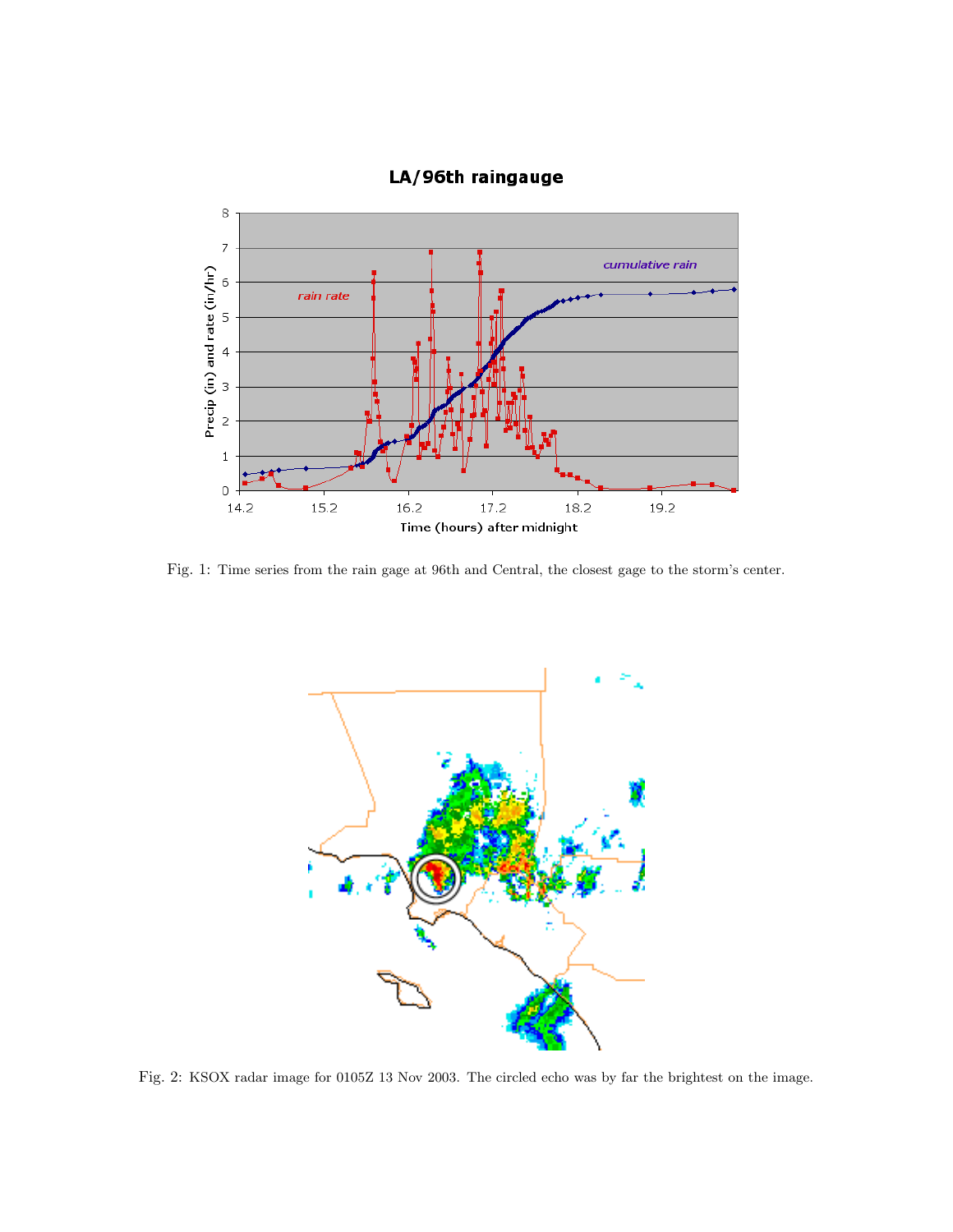Fig. 1: Time series from the rain gage at 96th and Central, the closest gage to the storm's center.

Fig. 2: KSOX radar image for 0105Z 13 Nov 2003. The circled echo was by far the brightest on the image.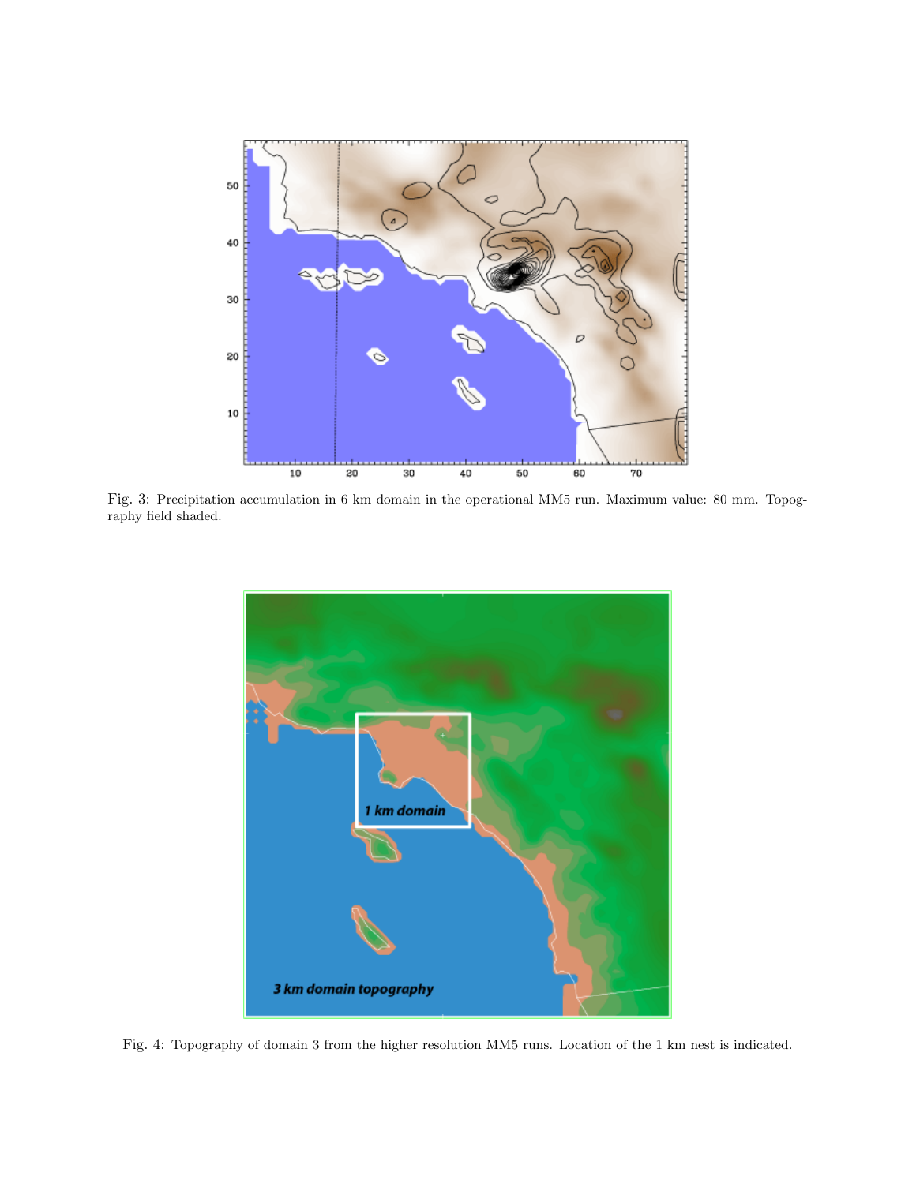Fig. 3: Precipitation accumulation in 6 km domain in the operational MM5 run. Maximum value: 80 mm. Topography field shaded.

Fig. 4: Topography of domain 3 from the higher resolution MM5 runs. Location of the 1 km nest is indicated.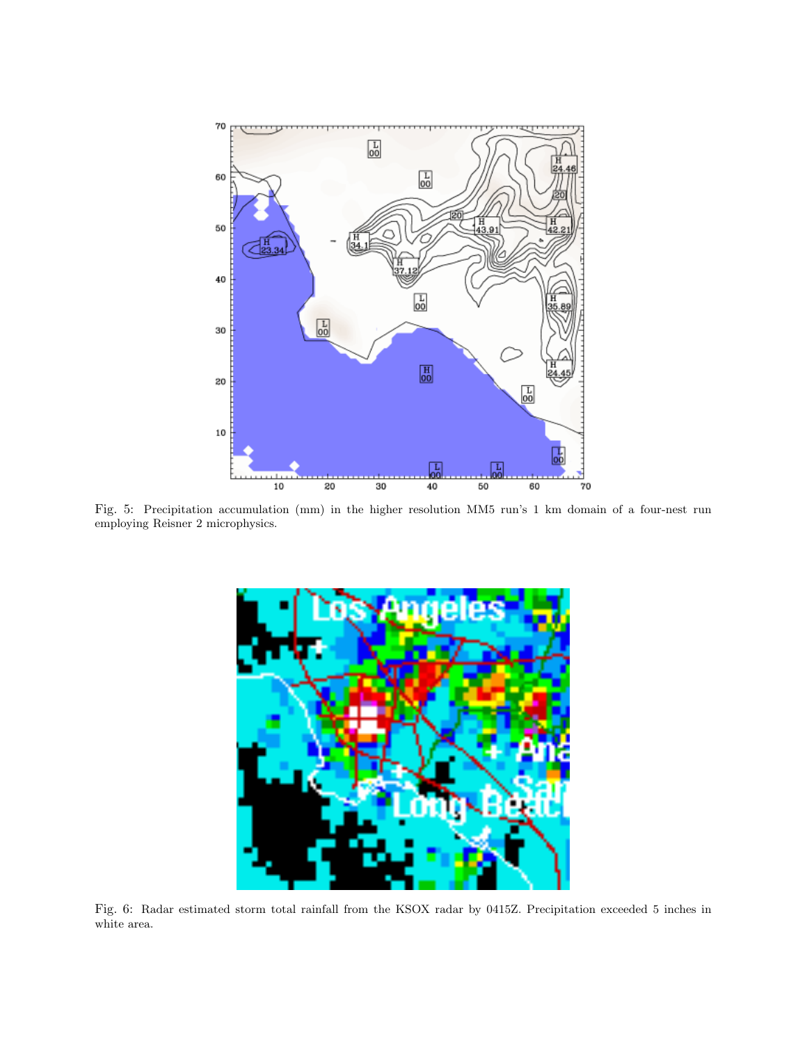Fig. 5: Precipitation accumulation (mm) in the higher resolution MM5 run's 1 km domain of a four-nest run employing Reisner 2 microphysics.

Fig. 6: Radar estimated storm total rainfall from the KSOX radar by 0415Z. Precipitation exceeded 5 inches in white area.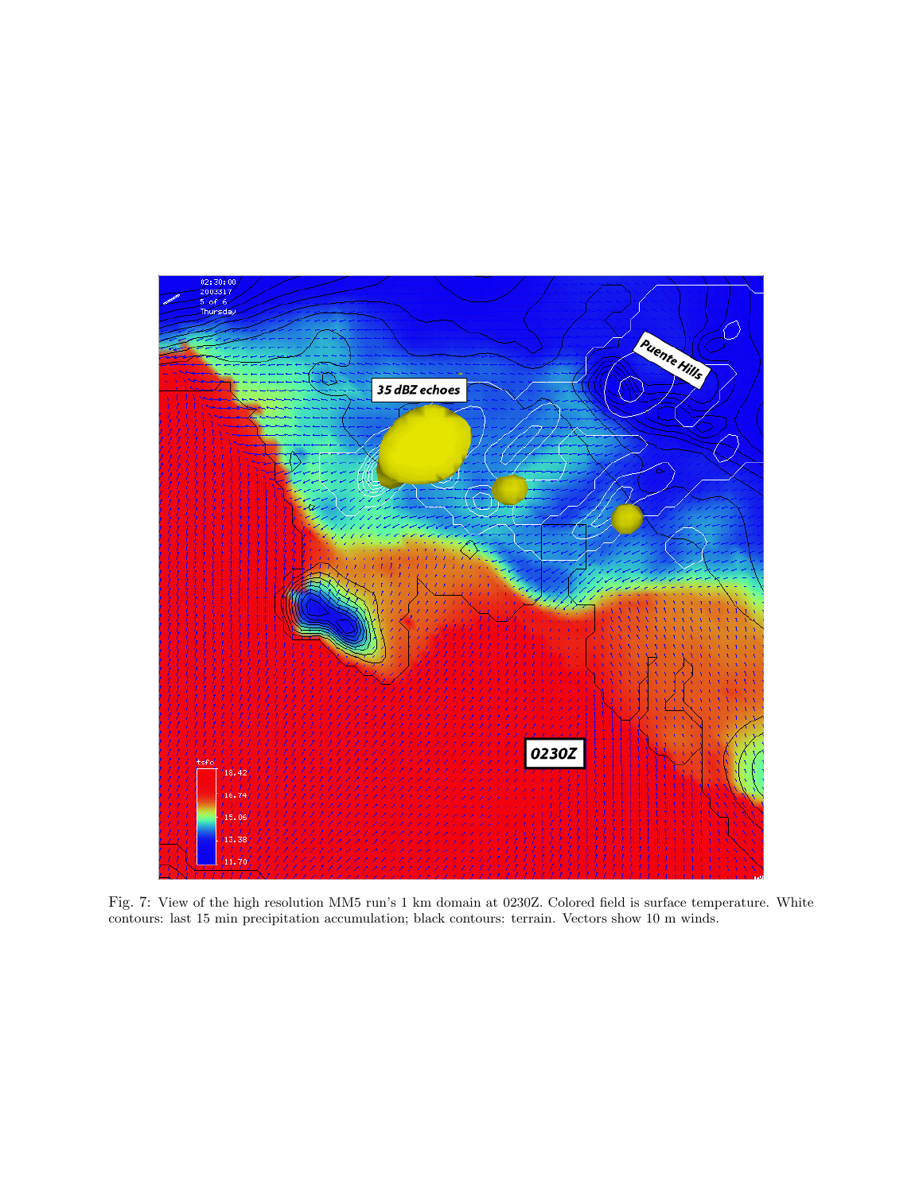Fig. 7: View of the high resolution MM5 run's 1 km domain at 0230Z. Colored field is surface temperature. White contours: last 15 min precipitation accumulation; black contours: terrain. Vectors show 10 m winds.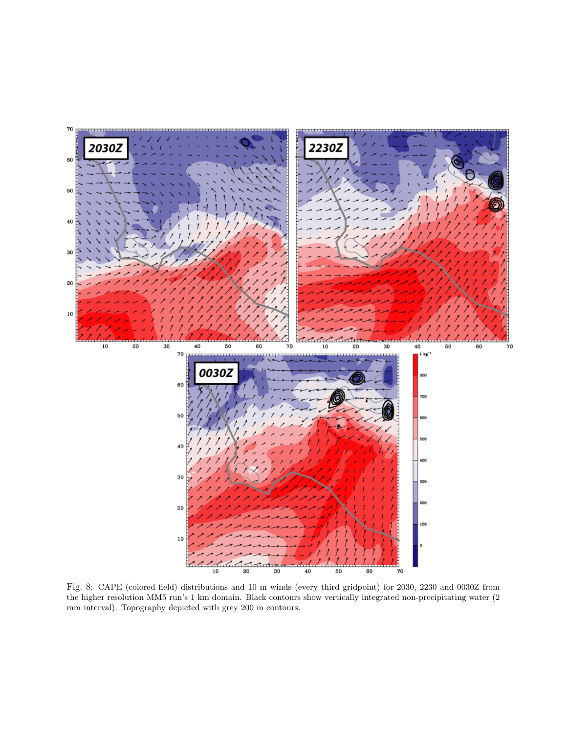Fig. 8: CAPE (colored field) distributions and 10 m winds (every third gridpoint) for 2030, 2230 and 0030Z from the higher resolution MM5 run's 1 km domain. Black contours show vertically integrated non-precipitating water (2 mm interval). Topography depicted with grey 200 m contours.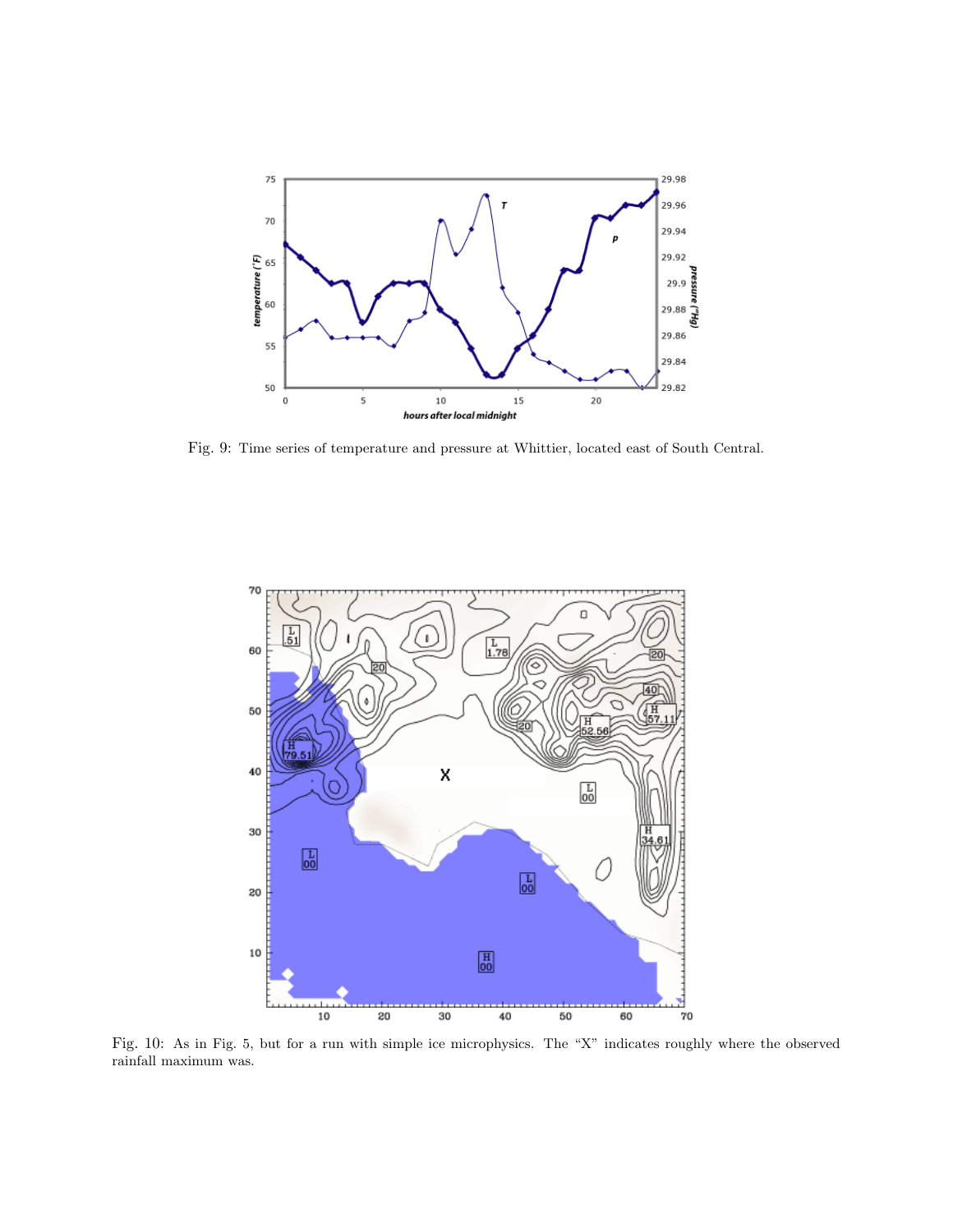Fig. 9: Time series of temperature and pressure at Whittier, located east of South Central.

Fig. 10: As in Fig. 5, but for a run with simple ice microphysics. The "X" indicates roughly where the observed rainfall maximum was.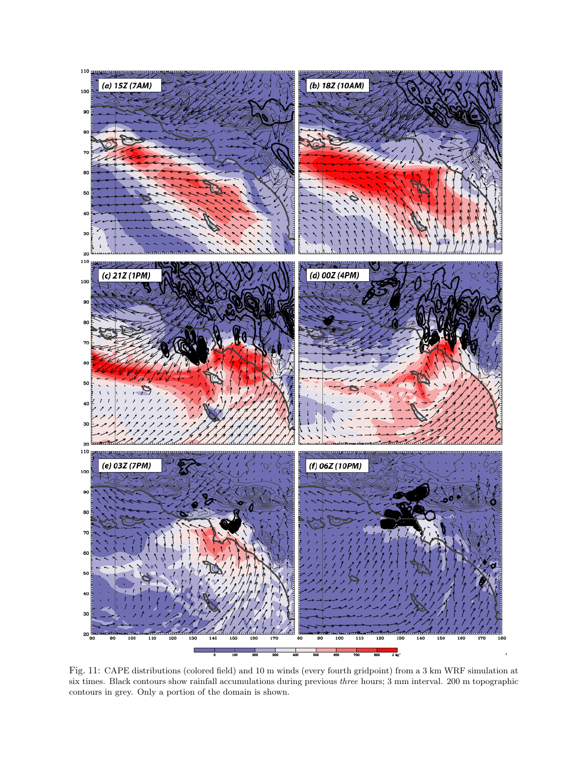Fig. 11: CAPE distributions (colored field) and 10 m winds (every fourth gridpoint) from a 3 km WRF simulation at six times. Black contours show rainfall accumulations during previous *three* hours; 3 mm interval. 200 m topographic contours in grey. Only a portion of the domain is shown.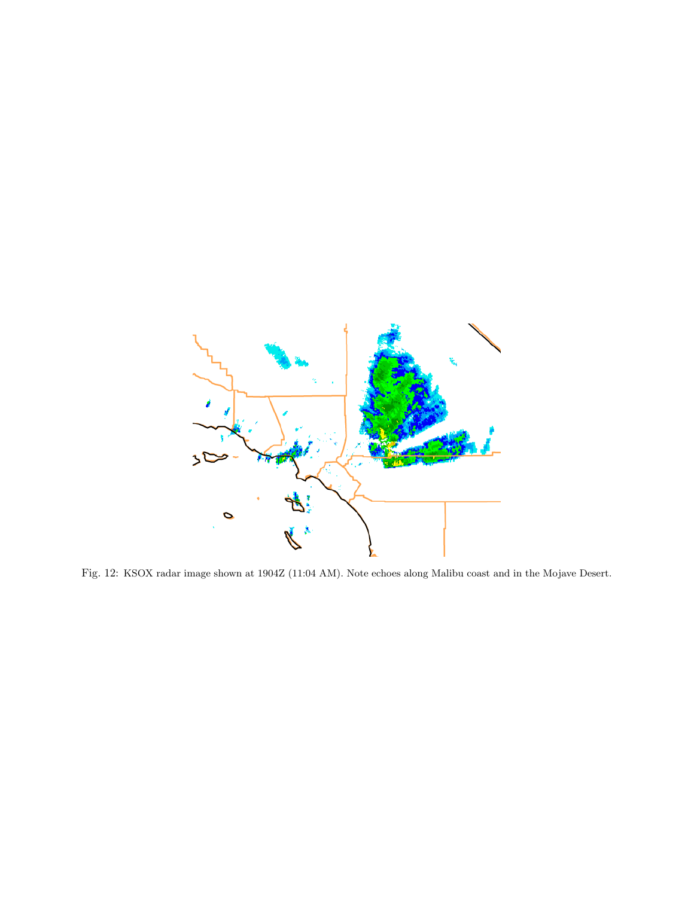Fig. 12: KSOX radar image shown at 1904Z (11:04 AM). Note echoes along Malibu coast and in the Mojave Desert.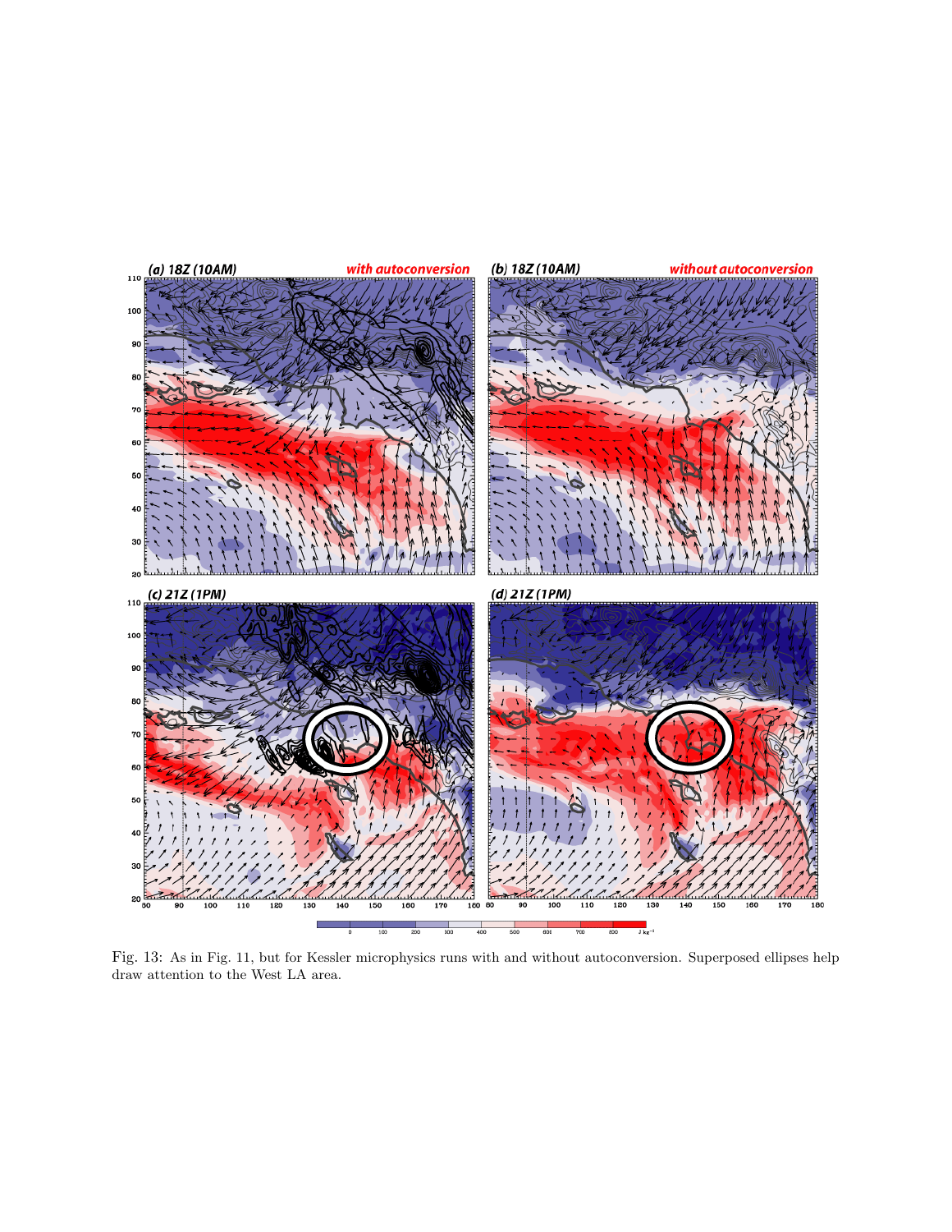(a) 18Z (10AM) with autoconversion

(b) 18Z (10AM) without autoconversion

(c) 21Z (1PM)

(d) 21Z (1PM)

Fig. 13: As in Fig. 11, but for Kessler microphysics runs with and without autoconversion. Superposed ellipses help draw attention to the West LA area.